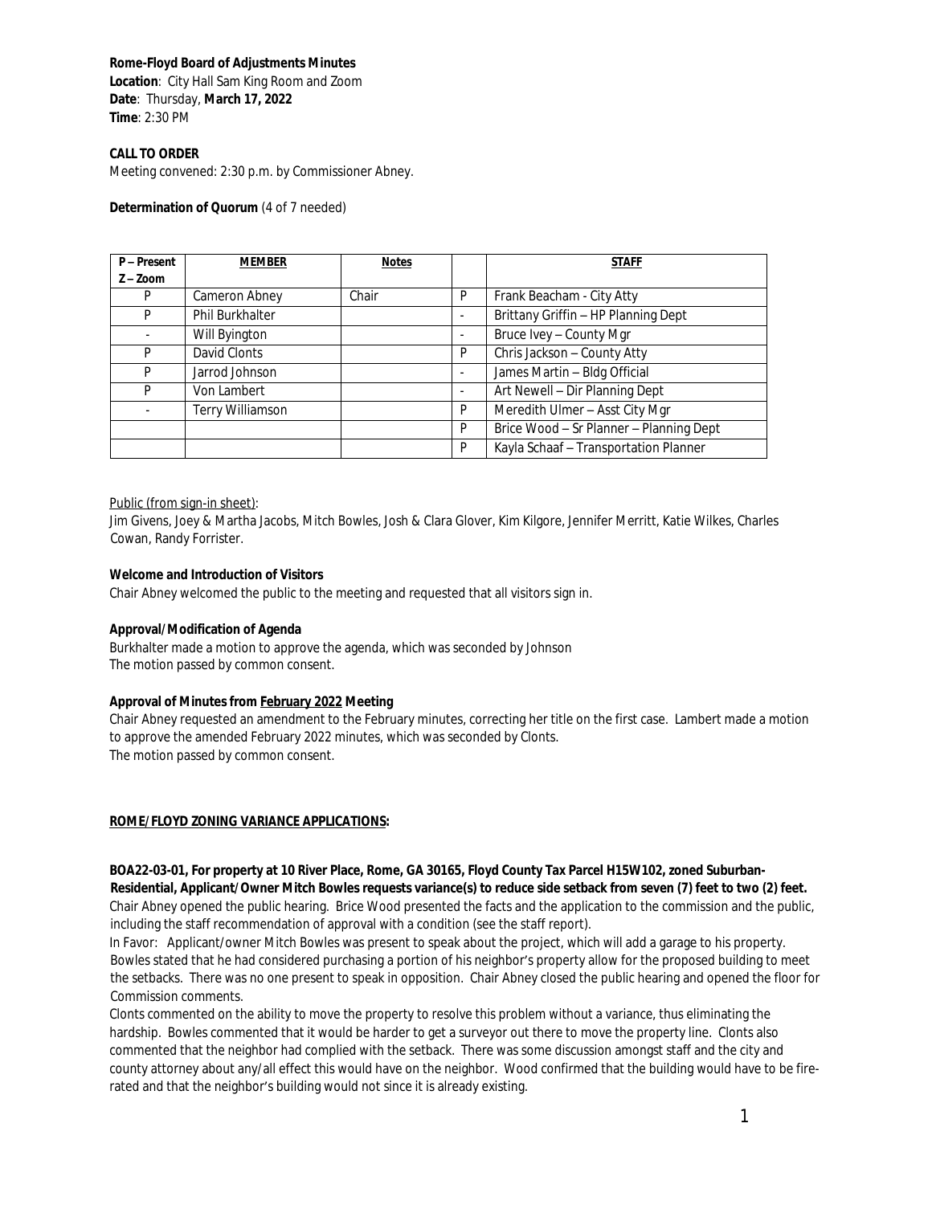**Rome-Floyd Board of Adjustments Minutes**
**Location**: City Hall Sam King Room and Zoom
**Date**: Thursday, **March 17, 2022**
**Time**: 2:30 PM

**CALL TO ORDER**
Meeting convened: 2:30 p.m. by Commissioner Abney.

**Determination of Quorum** (4 of 7 needed)

| P – Present Z – Zoom | MEMBER | Notes | | STAFF |
|---|---|---|---|---|
| P | Cameron Abney | Chair | P | Frank Beacham - City Atty |
| P | Phil Burkhalter | | - | Brittany Griffin – HP Planning Dept |
| - | Will Byington | | - | Bruce Ivey – County Mgr |
| P | David Clonts | | P | Chris Jackson – County Atty |
| P | Jarrod Johnson | | - | James Martin – Bldg Official |
| P | Von Lambert | | - | Art Newell – Dir Planning Dept |
| - | Terry Williamson | | P | Meredith Ulmer – Asst City Mgr |
| | | | P | Brice Wood – Sr Planner – Planning Dept |
| | | | P | Kayla Schaaf – Transportation Planner |

Public (from sign-in sheet):
Jim Givens, Joey & Martha Jacobs, Mitch Bowles, Josh & Clara Glover, Kim Kilgore, Jennifer Merritt, Katie Wilkes, Charles Cowan, Randy Forrister.

**Welcome and Introduction of Visitors**
Chair Abney welcomed the public to the meeting and requested that all visitors sign in.

**Approval/Modification of Agenda**
Burkhalter made a motion to approve the agenda, which was seconded by Johnson
The motion passed by common consent.

**Approval of Minutes from February 2022 Meeting**
Chair Abney requested an amendment to the February minutes, correcting her title on the first case. Lambert made a motion to approve the amended February 2022 minutes, which was seconded by Clonts.
The motion passed by common consent.

**ROME/FLOYD ZONING VARIANCE APPLICATIONS:**

**BOA22-03-01, For property at 10 River Place, Rome, GA 30165, Floyd County Tax Parcel H15W102, zoned Suburban-Residential, Applicant/Owner Mitch Bowles requests variance(s) to reduce side setback from seven (7) feet to two (2) feet.**
Chair Abney opened the public hearing. Brice Wood presented the facts and the application to the commission and the public, including the staff recommendation of approval with a condition (see the staff report).
In Favor: Applicant/owner Mitch Bowles was present to speak about the project, which will add a garage to his property. Bowles stated that he had considered purchasing a portion of his neighbor's property allow for the proposed building to meet the setbacks. There was no one present to speak in opposition. Chair Abney closed the public hearing and opened the floor for Commission comments.
Clonts commented on the ability to move the property to resolve this problem without a variance, thus eliminating the hardship. Bowles commented that it would be harder to get a surveyor out there to move the property line. Clonts also commented that the neighbor had complied with the setback. There was some discussion amongst staff and the city and county attorney about any/all effect this would have on the neighbor. Wood confirmed that the building would have to be fire-rated and that the neighbor's building would not since it is already existing.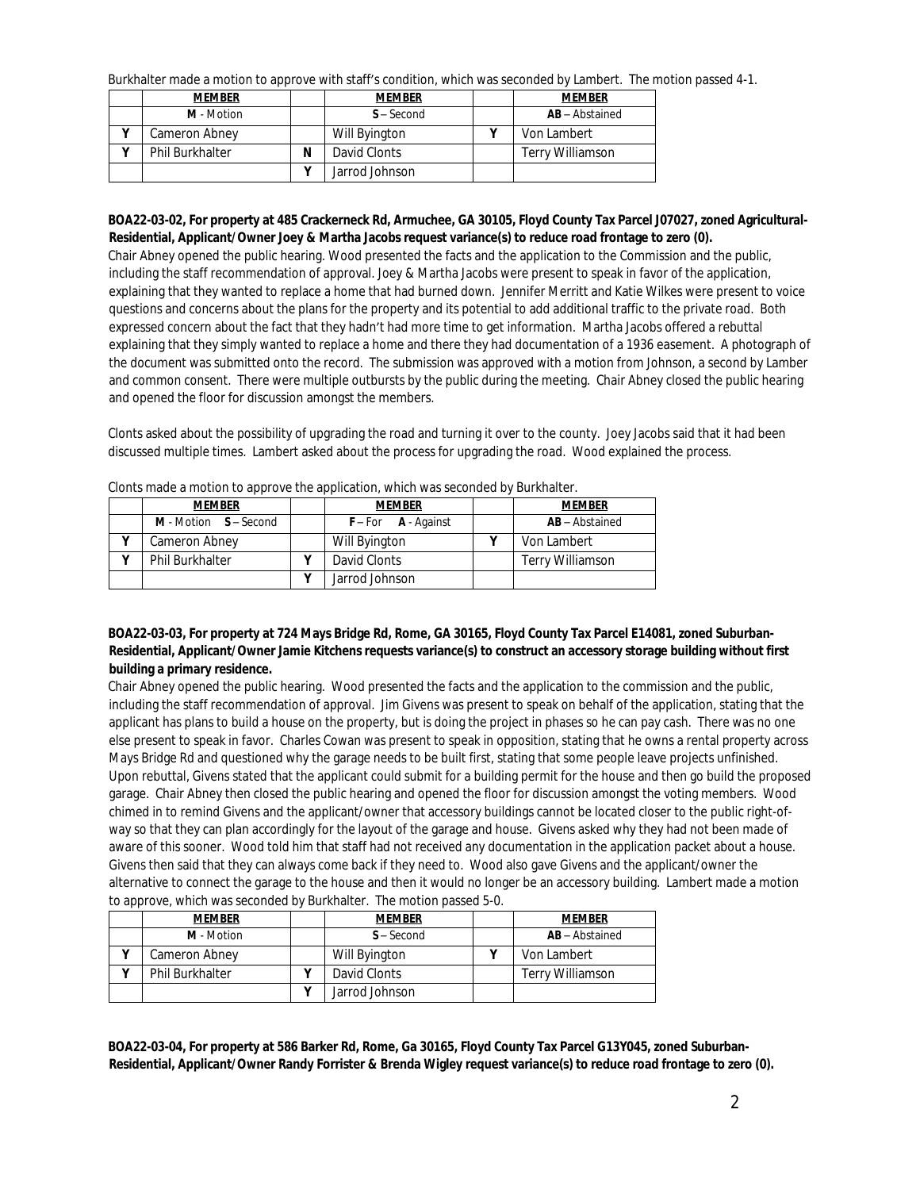Burkhalter made a motion to approve with staff's condition, which was seconded by Lambert. The motion passed 4-1.

| | MEMBER | | MEMBER | | MEMBER |
|---|---|---|---|---|---|
| | M - Motion | | S – Second | | AB – Abstained |
| Y | Cameron Abney | | Will Byington | Y | Von Lambert |
| Y | Phil Burkhalter | N | David Clonts | | Terry Williamson |
| | | Y | Jarrod Johnson | | |

**BOA22-03-02, For property at 485 Crackerneck Rd, Armuchee, GA 30105, Floyd County Tax Parcel J07027, zoned Agricultural-Residential, Applicant/Owner Joey & Martha Jacobs request variance(s) to reduce road frontage to zero (0).**

Chair Abney opened the public hearing. Wood presented the facts and the application to the Commission and the public, including the staff recommendation of approval. Joey & Martha Jacobs were present to speak in favor of the application, explaining that they wanted to replace a home that had burned down. Jennifer Merritt and Katie Wilkes were present to voice questions and concerns about the plans for the property and its potential to add additional traffic to the private road. Both expressed concern about the fact that they hadn't had more time to get information. Martha Jacobs offered a rebuttal explaining that they simply wanted to replace a home and there they had documentation of a 1936 easement. A photograph of the document was submitted onto the record. The submission was approved with a motion from Johnson, a second by Lamber and common consent. There were multiple outbursts by the public during the meeting. Chair Abney closed the public hearing and opened the floor for discussion amongst the members.

Clonts asked about the possibility of upgrading the road and turning it over to the county. Joey Jacobs said that it had been discussed multiple times. Lambert asked about the process for upgrading the road. Wood explained the process.

Clonts made a motion to approve the application, which was seconded by Burkhalter.

| | MEMBER | | MEMBER | | MEMBER |
|---|---|---|---|---|---|
| | M - Motion S – Second | | F – For A - Against | | AB – Abstained |
| Y | Cameron Abney | | Will Byington | Y | Von Lambert |
| Y | Phil Burkhalter | Y | David Clonts | | Terry Williamson |
| | | Y | Jarrod Johnson | | |

**BOA22-03-03, For property at 724 Mays Bridge Rd, Rome, GA 30165, Floyd County Tax Parcel E14081, zoned Suburban-Residential, Applicant/Owner Jamie Kitchens requests variance(s) to construct an accessory storage building without first building a primary residence.**

Chair Abney opened the public hearing. Wood presented the facts and the application to the commission and the public, including the staff recommendation of approval. Jim Givens was present to speak on behalf of the application, stating that the applicant has plans to build a house on the property, but is doing the project in phases so he can pay cash. There was no one else present to speak in favor. Charles Cowan was present to speak in opposition, stating that he owns a rental property across Mays Bridge Rd and questioned why the garage needs to be built first, stating that some people leave projects unfinished. Upon rebuttal, Givens stated that the applicant could submit for a building permit for the house and then go build the proposed garage. Chair Abney then closed the public hearing and opened the floor for discussion amongst the voting members. Wood chimed in to remind Givens and the applicant/owner that accessory buildings cannot be located closer to the public right-of-way so that they can plan accordingly for the layout of the garage and house. Givens asked why they had not been made of aware of this sooner. Wood told him that staff had not received any documentation in the application packet about a house. Givens then said that they can always come back if they need to. Wood also gave Givens and the applicant/owner the alternative to connect the garage to the house and then it would no longer be an accessory building. Lambert made a motion to approve, which was seconded by Burkhalter. The motion passed 5-0.

| | MEMBER | | MEMBER | | MEMBER |
|---|---|---|---|---|---|
| | M - Motion | | S – Second | | AB – Abstained |
| Y | Cameron Abney | | Will Byington | Y | Von Lambert |
| Y | Phil Burkhalter | Y | David Clonts | | Terry Williamson |
| | | Y | Jarrod Johnson | | |

**BOA22-03-04, For property at 586 Barker Rd, Rome, Ga 30165, Floyd County Tax Parcel G13Y045, zoned Suburban-Residential, Applicant/Owner Randy Forrister & Brenda Wigley request variance(s) to reduce road frontage to zero (0).**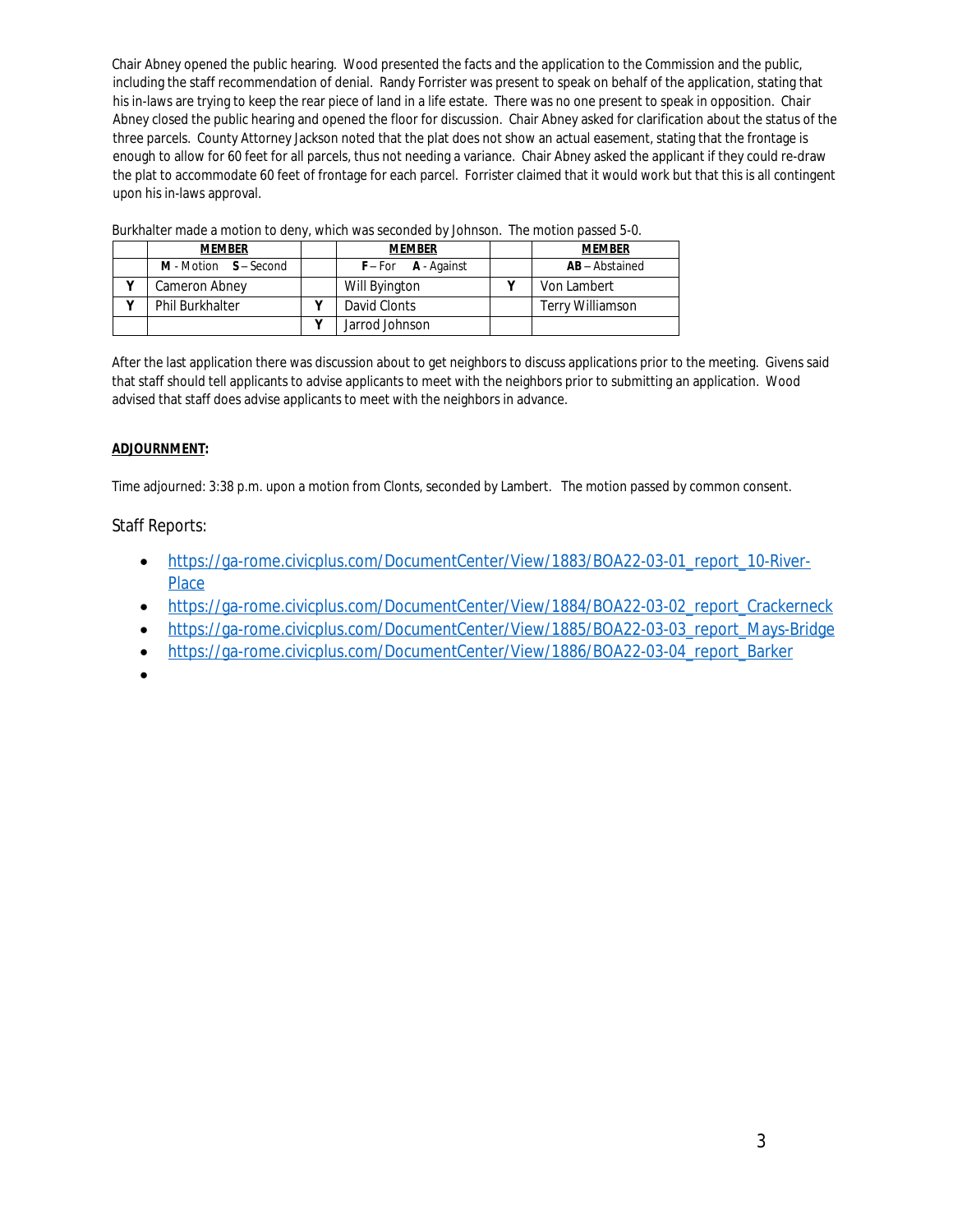Chair Abney opened the public hearing. Wood presented the facts and the application to the Commission and the public, including the staff recommendation of denial. Randy Forrister was present to speak on behalf of the application, stating that his in-laws are trying to keep the rear piece of land in a life estate. There was no one present to speak in opposition. Chair Abney closed the public hearing and opened the floor for discussion. Chair Abney asked for clarification about the status of the three parcels. County Attorney Jackson noted that the plat does not show an actual easement, stating that the frontage is enough to allow for 60 feet for all parcels, thus not needing a variance. Chair Abney asked the applicant if they could re-draw the plat to accommodate 60 feet of frontage for each parcel. Forrister claimed that it would work but that this is all contingent upon his in-laws approval.

Burkhalter made a motion to deny, which was seconded by Johnson. The motion passed 5-0.

| | **MEMBER** | | **MEMBER** | | **MEMBER** |
|---|---|---|---|---|---|
| | **M** - Motion **S** – Second | | **F** – For **A** - Against | | **AB** – Abstained |
| Y | Cameron Abney | | Will Byington | Y | Von Lambert |
| Y | Phil Burkhalter | Y | David Clonts | | Terry Williamson |
| | | Y | Jarrod Johnson | | |

After the last application there was discussion about to get neighbors to discuss applications prior to the meeting. Givens said that staff should tell applicants to advise applicants to meet with the neighbors prior to submitting an application. Wood advised that staff does advise applicants to meet with the neighbors in advance.

**ADJOURNMENT:**

Time adjourned: 3:38 p.m. upon a motion from Clonts, seconded by Lambert. The motion passed by common consent.

Staff Reports:

- https://ga-rome.civicplus.com/DocumentCenter/View/1883/BOA22-03-01_report_10-River-Place
- https://ga-rome.civicplus.com/DocumentCenter/View/1884/BOA22-03-02_report_Crackerneck
- https://ga-rome.civicplus.com/DocumentCenter/View/1885/BOA22-03-03_report_Mays-Bridge
- https://ga-rome.civicplus.com/DocumentCenter/View/1886/BOA22-03-04_report_Barker
-